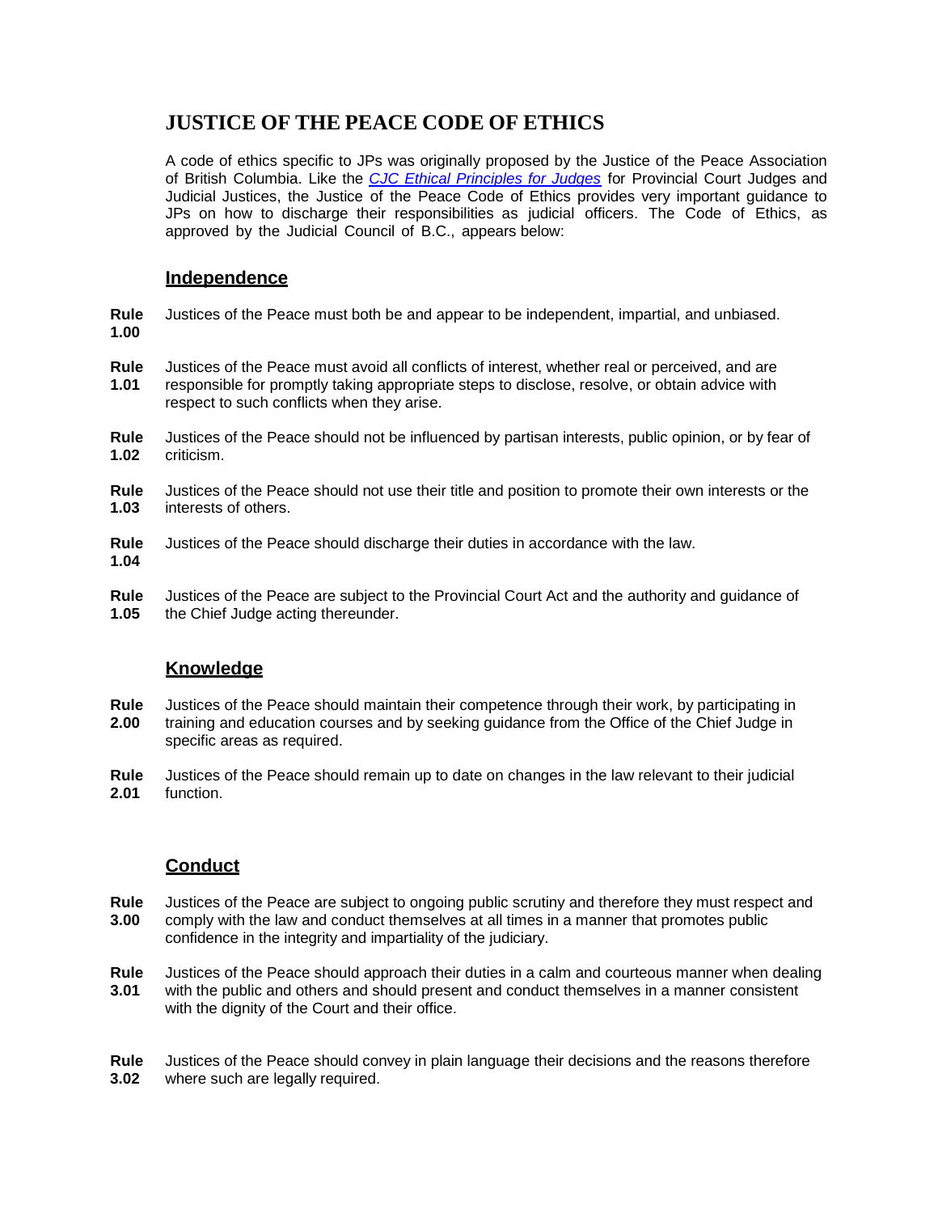# JUSTICE OF THE PEACE CODE OF ETHICS

A code of ethics specific to JPs was originally proposed by the Justice of the Peace Association of British Columbia. Like the *CJC Ethical Principles for Judges* for Provincial Court Judges and Judicial Justices, the Justice of the Peace Code of Ethics provides very important guidance to JPs on how to discharge their responsibilities as judicial officers. The Code of Ethics, as approved by the Judicial Council of B.C., appears below:

## Independence

**Rule 1.00** Justices of the Peace must both be and appear to be independent, impartial, and unbiased.

**Rule 1.01** Justices of the Peace must avoid all conflicts of interest, whether real or perceived, and are responsible for promptly taking appropriate steps to disclose, resolve, or obtain advice with respect to such conflicts when they arise.

**Rule 1.02** Justices of the Peace should not be influenced by partisan interests, public opinion, or by fear of criticism.

**Rule 1.03** Justices of the Peace should not use their title and position to promote their own interests or the interests of others.

**Rule 1.04** Justices of the Peace should discharge their duties in accordance with the law.

**Rule 1.05** Justices of the Peace are subject to the Provincial Court Act and the authority and guidance of the Chief Judge acting thereunder.

## Knowledge

**Rule 2.00** Justices of the Peace should maintain their competence through their work, by participating in training and education courses and by seeking guidance from the Office of the Chief Judge in specific areas as required.

**Rule 2.01** Justices of the Peace should remain up to date on changes in the law relevant to their judicial function.

## Conduct

**Rule 3.00** Justices of the Peace are subject to ongoing public scrutiny and therefore they must respect and comply with the law and conduct themselves at all times in a manner that promotes public confidence in the integrity and impartiality of the judiciary.

**Rule 3.01** Justices of the Peace should approach their duties in a calm and courteous manner when dealing with the public and others and should present and conduct themselves in a manner consistent with the dignity of the Court and their office.

**Rule 3.02** Justices of the Peace should convey in plain language their decisions and the reasons therefore where such are legally required.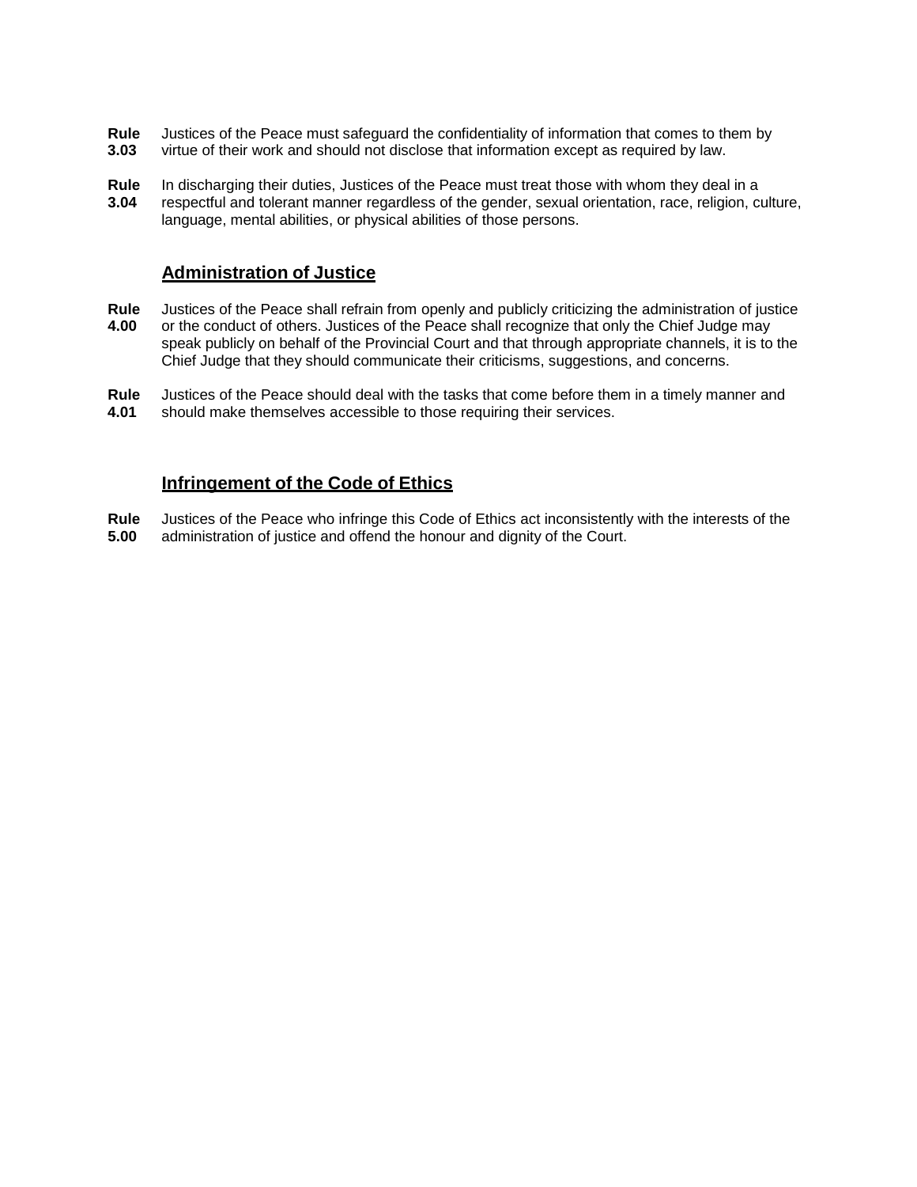**Rule 3.03** Justices of the Peace must safeguard the confidentiality of information that comes to them by virtue of their work and should not disclose that information except as required by law.

**Rule 3.04** In discharging their duties, Justices of the Peace must treat those with whom they deal in a respectful and tolerant manner regardless of the gender, sexual orientation, race, religion, culture, language, mental abilities, or physical abilities of those persons.

## Administration of Justice

**Rule 4.00** Justices of the Peace shall refrain from openly and publicly criticizing the administration of justice or the conduct of others. Justices of the Peace shall recognize that only the Chief Judge may speak publicly on behalf of the Provincial Court and that through appropriate channels, it is to the Chief Judge that they should communicate their criticisms, suggestions, and concerns.

**Rule 4.01** Justices of the Peace should deal with the tasks that come before them in a timely manner and should make themselves accessible to those requiring their services.

## Infringement of the Code of Ethics

**Rule 5.00** Justices of the Peace who infringe this Code of Ethics act inconsistently with the interests of the administration of justice and offend the honour and dignity of the Court.